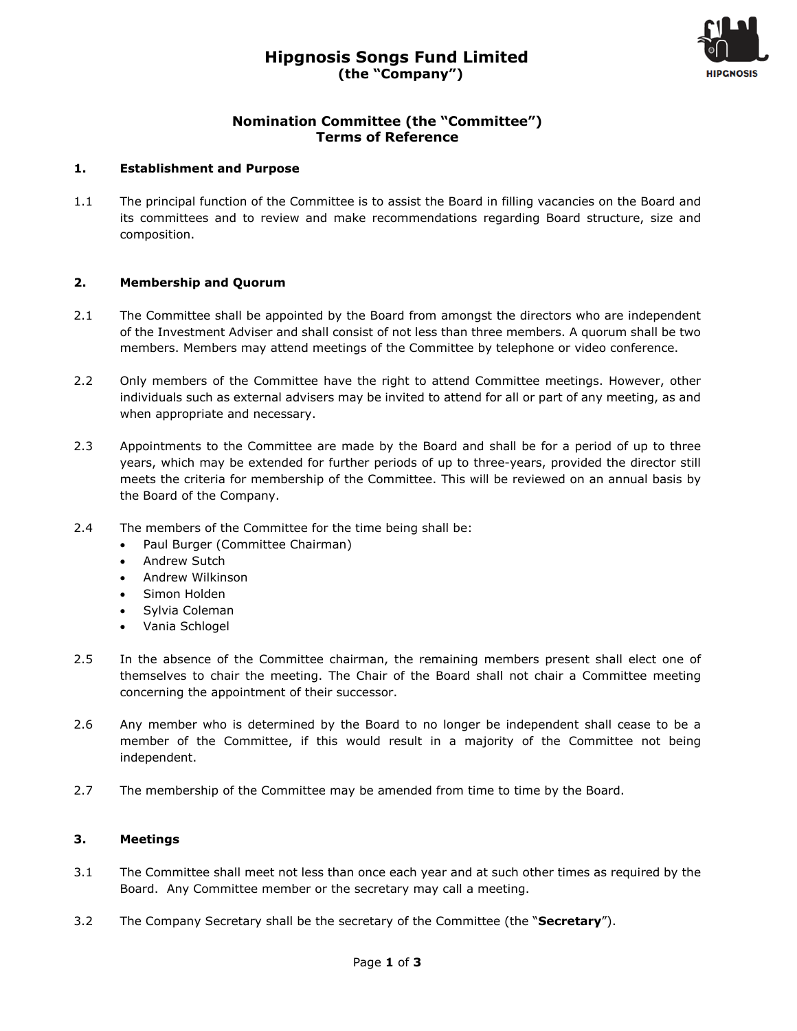# Hipgnosis Songs Fund Limited
**(the "Company")**

## Nomination Committee (the "Committee")
## Terms of Reference

### 1. Establishment and Purpose

1.1 The principal function of the Committee is to assist the Board in filling vacancies on the Board and its committees and to review and make recommendations regarding Board structure, size and composition.

### 2. Membership and Quorum

2.1 The Committee shall be appointed by the Board from amongst the directors who are independent of the Investment Adviser and shall consist of not less than three members. A quorum shall be two members. Members may attend meetings of the Committee by telephone or video conference.

2.2 Only members of the Committee have the right to attend Committee meetings. However, other individuals such as external advisers may be invited to attend for all or part of any meeting, as and when appropriate and necessary.

2.3 Appointments to the Committee are made by the Board and shall be for a period of up to three years, which may be extended for further periods of up to three-years, provided the director still meets the criteria for membership of the Committee. This will be reviewed on an annual basis by the Board of the Company.

2.4 The members of the Committee for the time being shall be:
- Paul Burger (Committee Chairman)
- Andrew Sutch
- Andrew Wilkinson
- Simon Holden
- Sylvia Coleman
- Vania Schlogel

2.5 In the absence of the Committee chairman, the remaining members present shall elect one of themselves to chair the meeting. The Chair of the Board shall not chair a Committee meeting concerning the appointment of their successor.

2.6 Any member who is determined by the Board to no longer be independent shall cease to be a member of the Committee, if this would result in a majority of the Committee not being independent.

2.7 The membership of the Committee may be amended from time to time by the Board.

### 3. Meetings

3.1 The Committee shall meet not less than once each year and at such other times as required by the Board. Any Committee member or the secretary may call a meeting.

3.2 The Company Secretary shall be the secretary of the Committee (the "**Secretary**").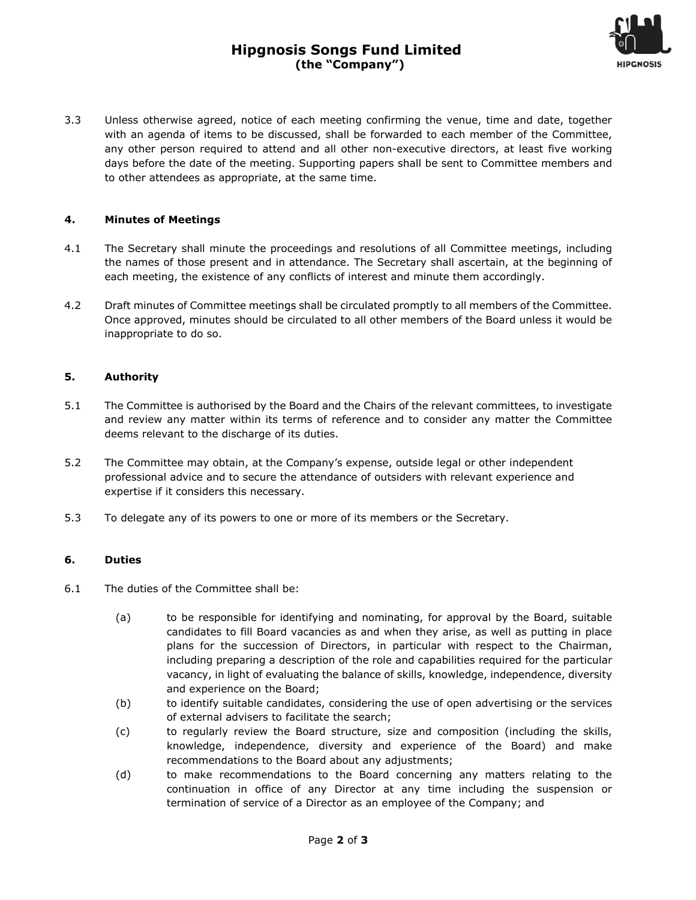3.3 Unless otherwise agreed, notice of each meeting confirming the venue, time and date, together with an agenda of items to be discussed, shall be forwarded to each member of the Committee, any other person required to attend and all other non-executive directors, at least five working days before the date of the meeting. Supporting papers shall be sent to Committee members and to other attendees as appropriate, at the same time.

## 4. Minutes of Meetings

4.1 The Secretary shall minute the proceedings and resolutions of all Committee meetings, including the names of those present and in attendance. The Secretary shall ascertain, at the beginning of each meeting, the existence of any conflicts of interest and minute them accordingly.

4.2 Draft minutes of Committee meetings shall be circulated promptly to all members of the Committee. Once approved, minutes should be circulated to all other members of the Board unless it would be inappropriate to do so.

## 5. Authority

5.1 The Committee is authorised by the Board and the Chairs of the relevant committees, to investigate and review any matter within its terms of reference and to consider any matter the Committee deems relevant to the discharge of its duties.

5.2 The Committee may obtain, at the Company's expense, outside legal or other independent professional advice and to secure the attendance of outsiders with relevant experience and expertise if it considers this necessary.

5.3 To delegate any of its powers to one or more of its members or the Secretary.

## 6. Duties

6.1 The duties of the Committee shall be:

(a) to be responsible for identifying and nominating, for approval by the Board, suitable candidates to fill Board vacancies as and when they arise, as well as putting in place plans for the succession of Directors, in particular with respect to the Chairman, including preparing a description of the role and capabilities required for the particular vacancy, in light of evaluating the balance of skills, knowledge, independence, diversity and experience on the Board;

(b) to identify suitable candidates, considering the use of open advertising or the services of external advisers to facilitate the search;

(c) to regularly review the Board structure, size and composition (including the skills, knowledge, independence, diversity and experience of the Board) and make recommendations to the Board about any adjustments;

(d) to make recommendations to the Board concerning any matters relating to the continuation in office of any Director at any time including the suspension or termination of service of a Director as an employee of the Company; and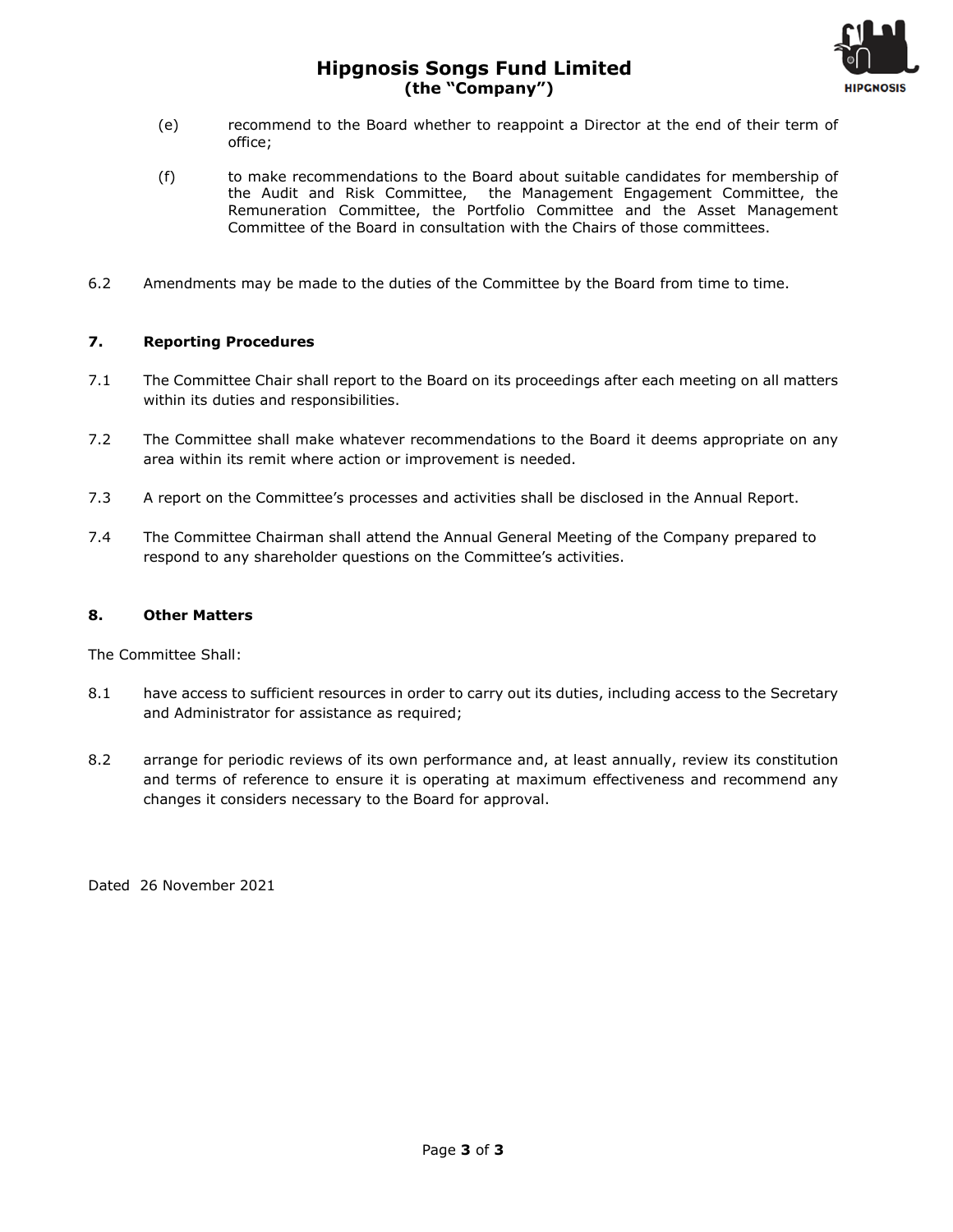(e) recommend to the Board whether to reappoint a Director at the end of their term of office;

(f) to make recommendations to the Board about suitable candidates for membership of the Audit and Risk Committee, the Management Engagement Committee, the Remuneration Committee, the Portfolio Committee and the Asset Management Committee of the Board in consultation with the Chairs of those committees.

6.2 Amendments may be made to the duties of the Committee by the Board from time to time.

## 7. Reporting Procedures

7.1 The Committee Chair shall report to the Board on its proceedings after each meeting on all matters within its duties and responsibilities.

7.2 The Committee shall make whatever recommendations to the Board it deems appropriate on any area within its remit where action or improvement is needed.

7.3 A report on the Committee's processes and activities shall be disclosed in the Annual Report.

7.4 The Committee Chairman shall attend the Annual General Meeting of the Company prepared to respond to any shareholder questions on the Committee's activities.

## 8. Other Matters

The Committee Shall:

8.1 have access to sufficient resources in order to carry out its duties, including access to the Secretary and Administrator for assistance as required;

8.2 arrange for periodic reviews of its own performance and, at least annually, review its constitution and terms of reference to ensure it is operating at maximum effectiveness and recommend any changes it considers necessary to the Board for approval.

Dated 26 November 2021